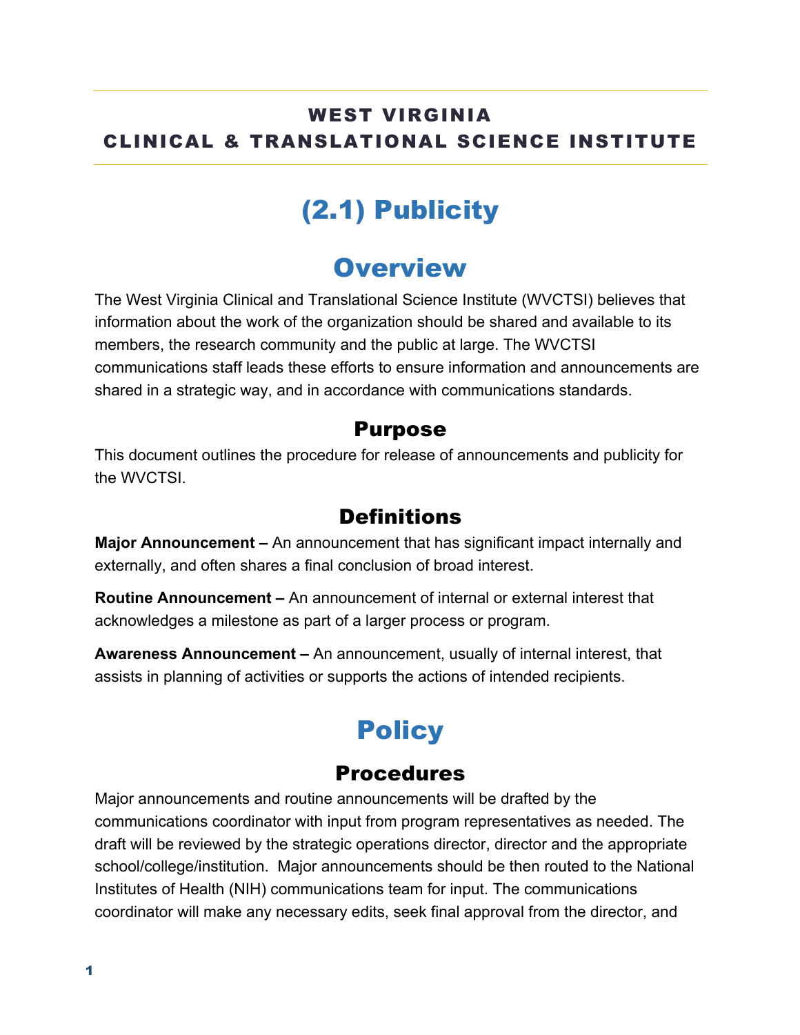**WEST VIRGINIA**
**CLINICAL & TRANSLATIONAL SCIENCE INSTITUTE**

# (2.1) Publicity

## Overview

The West Virginia Clinical and Translational Science Institute (WVCTSI) believes that information about the work of the organization should be shared and available to its members, the research community and the public at large. The WVCTSI communications staff leads these efforts to ensure information and announcements are shared in a strategic way, and in accordance with communications standards.

### Purpose

This document outlines the procedure for release of announcements and publicity for the WVCTSI.

### Definitions

**Major Announcement –** An announcement that has significant impact internally and externally, and often shares a final conclusion of broad interest.

**Routine Announcement –** An announcement of internal or external interest that acknowledges a milestone as part of a larger process or program.

**Awareness Announcement –** An announcement, usually of internal interest, that assists in planning of activities or supports the actions of intended recipients.

## Policy

### Procedures

Major announcements and routine announcements will be drafted by the communications coordinator with input from program representatives as needed. The draft will be reviewed by the strategic operations director, director and the appropriate school/college/institution. Major announcements should be then routed to the National Institutes of Health (NIH) communications team for input. The communications coordinator will make any necessary edits, seek final approval from the director, and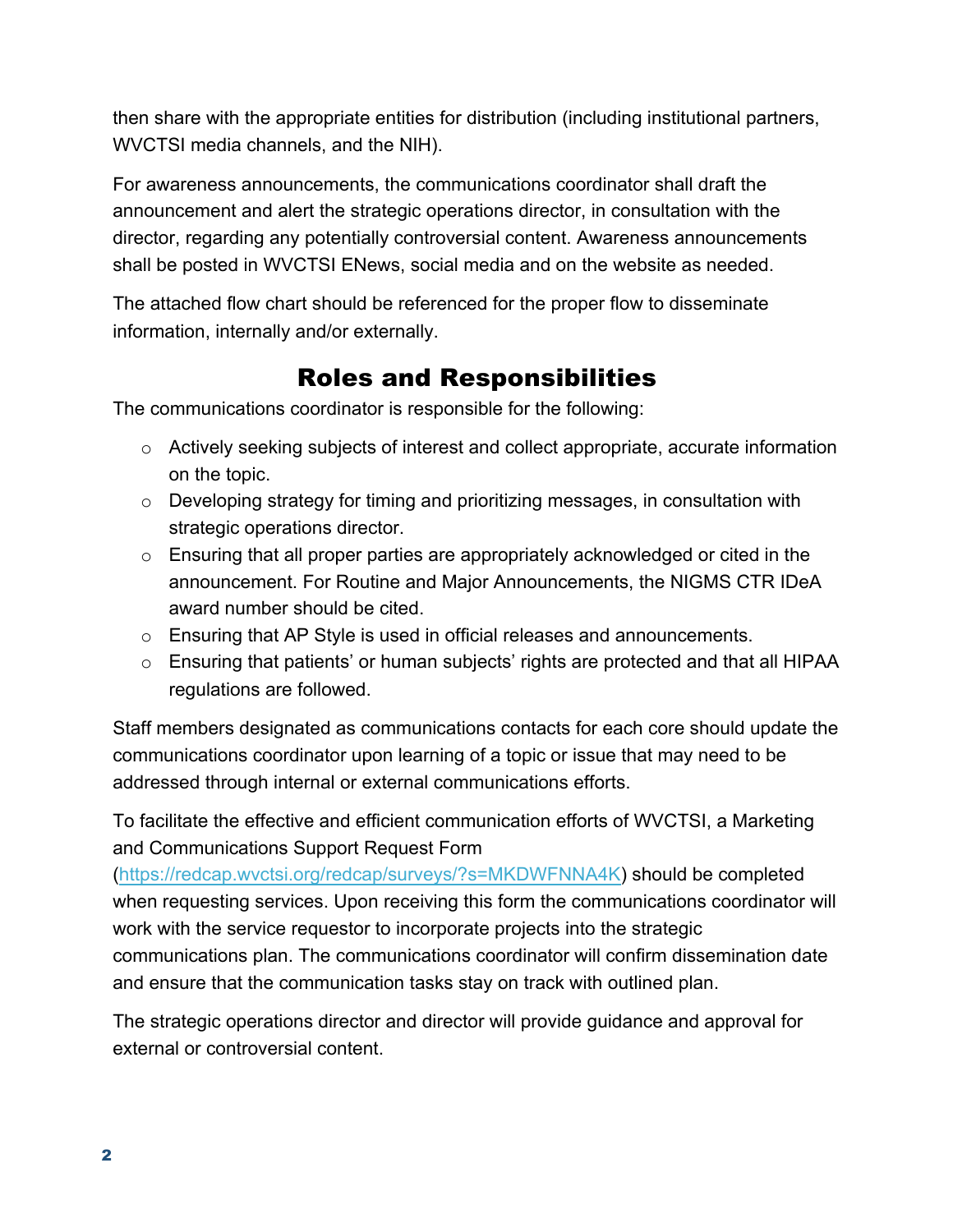then share with the appropriate entities for distribution (including institutional partners, WVCTSI media channels, and the NIH).

For awareness announcements, the communications coordinator shall draft the announcement and alert the strategic operations director, in consultation with the director, regarding any potentially controversial content. Awareness announcements shall be posted in WVCTSI ENews, social media and on the website as needed.

The attached flow chart should be referenced for the proper flow to disseminate information, internally and/or externally.

## Roles and Responsibilities

The communications coordinator is responsible for the following:

- Actively seeking subjects of interest and collect appropriate, accurate information on the topic.
- Developing strategy for timing and prioritizing messages, in consultation with strategic operations director.
- Ensuring that all proper parties are appropriately acknowledged or cited in the announcement. For Routine and Major Announcements, the NIGMS CTR IDeA award number should be cited.
- Ensuring that AP Style is used in official releases and announcements.
- Ensuring that patients' or human subjects' rights are protected and that all HIPAA regulations are followed.

Staff members designated as communications contacts for each core should update the communications coordinator upon learning of a topic or issue that may need to be addressed through internal or external communications efforts.

To facilitate the effective and efficient communication efforts of WVCTSI, a Marketing and Communications Support Request Form (https://redcap.wvctsi.org/redcap/surveys/?s=MKDWFNNA4K) should be completed when requesting services. Upon receiving this form the communications coordinator will work with the service requestor to incorporate projects into the strategic communications plan. The communications coordinator will confirm dissemination date and ensure that the communication tasks stay on track with outlined plan.

The strategic operations director and director will provide guidance and approval for external or controversial content.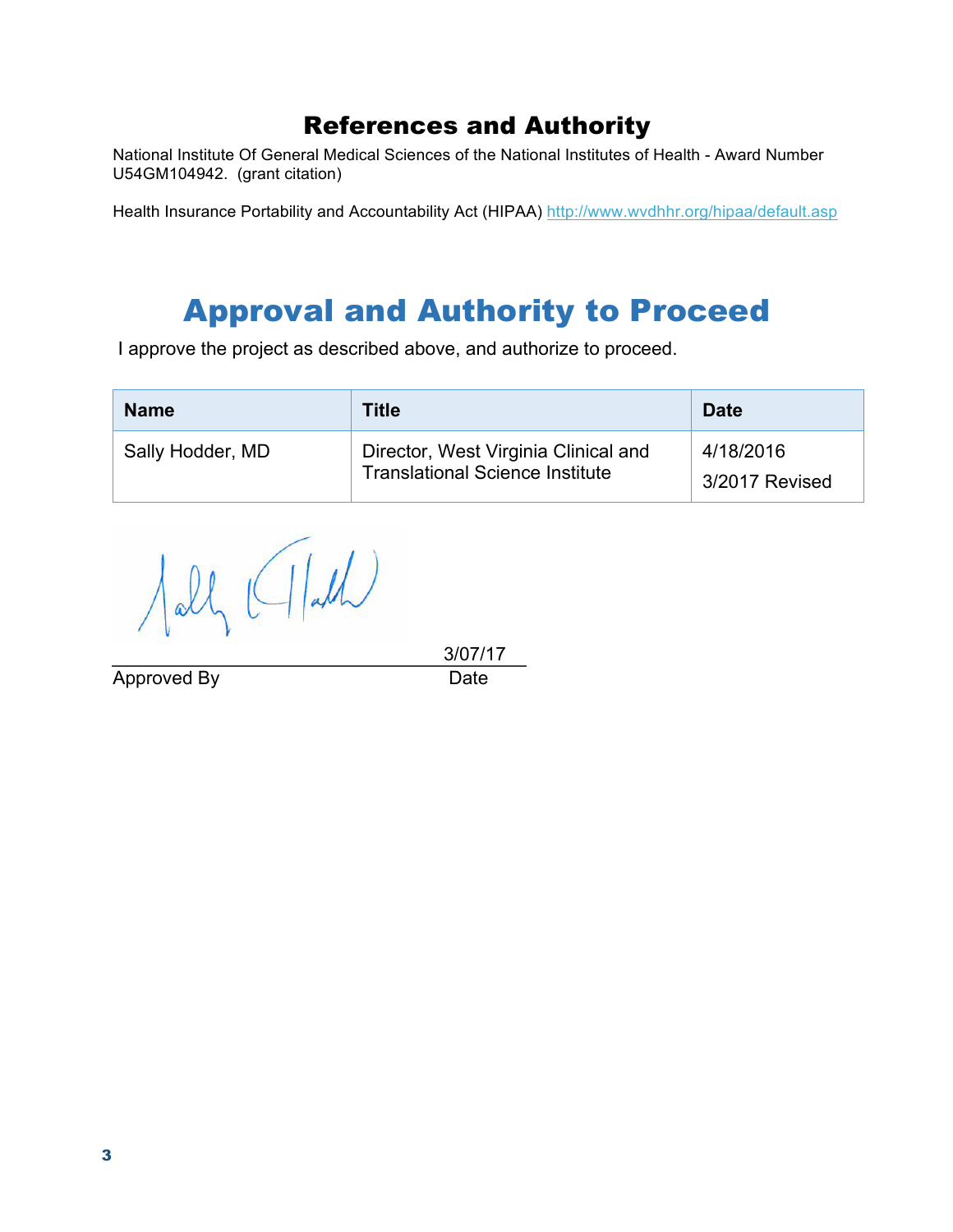# References and Authority

National Institute Of General Medical Sciences of the National Institutes of Health - Award Number U54GM104942. (grant citation)

Health Insurance Portability and Accountability Act (HIPAA) http://www.wvdhhr.org/hipaa/default.asp

# Approval and Authority to Proceed

I approve the project as described above, and authorize to proceed.

| Name | Title | Date |
| --- | --- | --- |
| Sally Hodder, MD | Director, West Virginia Clinical and Translational Science Institute | 4/18/2016<br>3/2017 Revised |

Approved By                                        3/07/17
                                                   Date